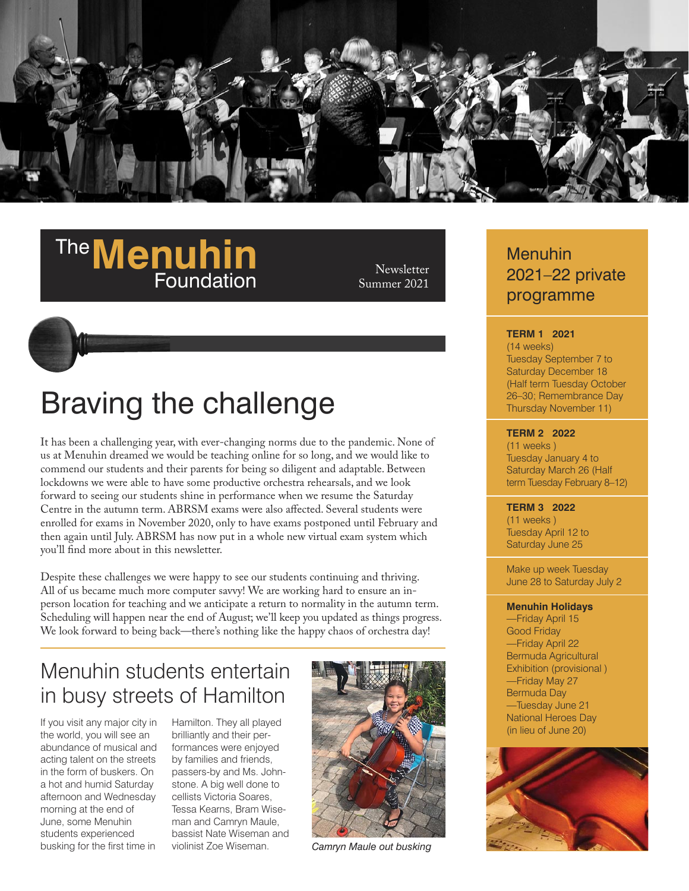# The Menuhin Foundation

Newsletter
Summer 2021

## Braving the challenge

It has been a challenging year, with ever-changing norms due to the pandemic. None of us at Menuhin dreamed we would be teaching online for so long, and we would like to commend our students and their parents for being so diligent and adaptable. Between lockdowns we were able to have some productive orchestra rehearsals, and we look forward to seeing our students shine in performance when we resume the Saturday Centre in the autumn term. ABRSM exams were also affected. Several students were enrolled for exams in November 2020, only to have exams postponed until February and then again until July. ABRSM has now put in a whole new virtual exam system which you'll find more about in this newsletter.

Despite these challenges we were happy to see our students continuing and thriving. All of us became much more computer savvy! We are working hard to ensure an in-person location for teaching and we anticipate a return to normality in the autumn term. Scheduling will happen near the end of August; we'll keep you updated as things progress. We look forward to being back—there's nothing like the happy chaos of orchestra day!

## Menuhin students entertain in busy streets of Hamilton

If you visit any major city in the world, you will see an abundance of musical and acting talent on the streets in the form of buskers. On a hot and humid Saturday afternoon and Wednesday morning at the end of June, some Menuhin students experienced busking for the first time in Hamilton. They all played brilliantly and their performances were enjoyed by families and friends, passers-by and Ms. Johnstone. A big well done to cellists Victoria Soares, Tessa Kearns, Bram Wiseman and Camryn Maule, bassist Nate Wiseman and violinist Zoe Wiseman.

*Camryn Maule out busking*

## Menuhin 2021–22 private programme

**TERM 1 2021**
(14 weeks)
Tuesday September 7 to Saturday December 18 (Half term Tuesday October 26–30; Remembrance Day Thursday November 11)

**TERM 2 2022**
(11 weeks )
Tuesday January 4 to Saturday March 26 (Half term Tuesday February 8–12)

**TERM 3 2022**
(11 weeks )
Tuesday April 12 to Saturday June 25

Make up week Tuesday June 28 to Saturday July 2

**Menuhin Holidays**
—Friday April 15 Good Friday
—Friday April 22 Bermuda Agricultural Exhibition (provisional )
—Friday May 27 Bermuda Day
—Tuesday June 21 National Heroes Day (in lieu of June 20)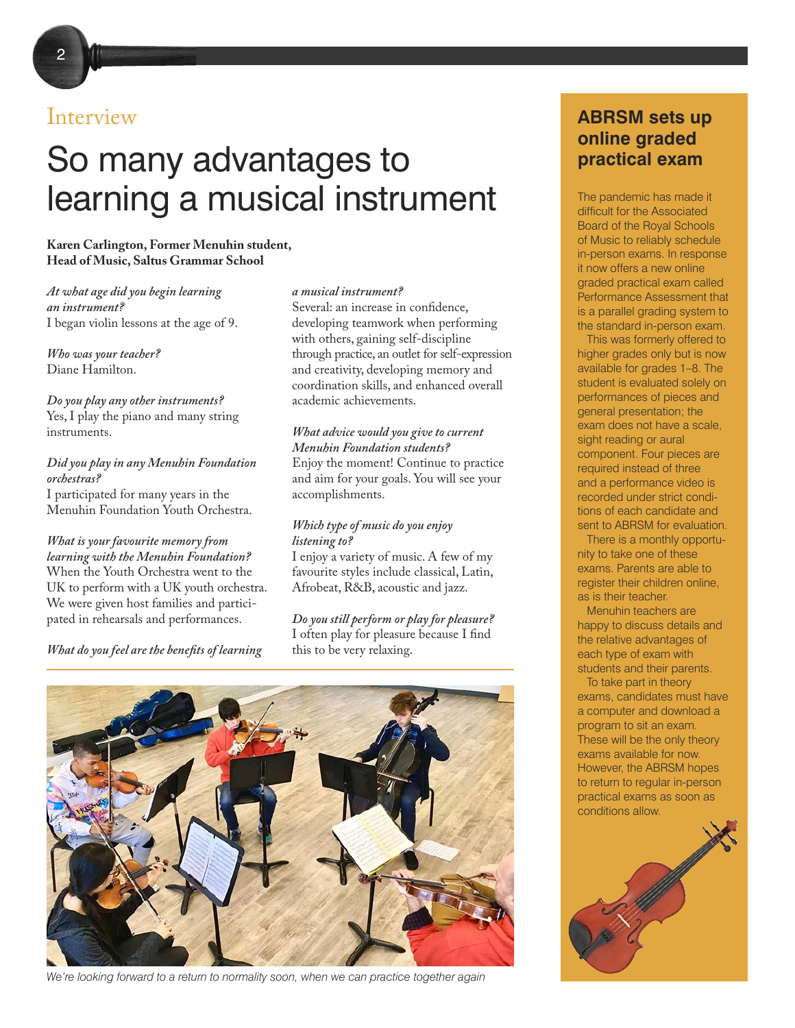Interview

# So many advantages to learning a musical instrument

**Karen Carlington, Former Menuhin student, Head of Music, Saltus Grammar School**

*At what age did you begin learning an instrument?*
I began violin lessons at the age of 9.

*Who was your teacher?*
Diane Hamilton.

*Do you play any other instruments?*
Yes, I play the piano and many string instruments.

*Did you play in any Menuhin Foundation orchestras?*
I participated for many years in the Menuhin Foundation Youth Orchestra.

*What is your favourite memory from learning with the Menuhin Foundation?*
When the Youth Orchestra went to the UK to perform with a UK youth orchestra. We were given host families and participated in rehearsals and performances.

*What do you feel are the benefits of learning a musical instrument?*
Several: an increase in confidence, developing teamwork when performing with others, gaining self-discipline through practice, an outlet for self-expression and creativity, developing memory and coordination skills, and enhanced overall academic achievements.

*What advice would you give to current Menuhin Foundation students?*
Enjoy the moment! Continue to practice and aim for your goals. You will see your accomplishments.

*Which type of music do you enjoy listening to?*
I enjoy a variety of music. A few of my favourite styles include classical, Latin, Afrobeat, R&B, acoustic and jazz.

*Do you still perform or play for pleasure?*
I often play for pleasure because I find this to be very relaxing.

*We're looking forward to a return to normality soon, when we can practice together again*

## ABRSM sets up online graded practical exam

The pandemic has made it difficult for the Associated Board of the Royal Schools of Music to reliably schedule in-person exams. In response it now offers a new online graded practical exam called Performance Assessment that is a parallel grading system to the standard in-person exam.

This was formerly offered to higher grades only but is now available for grades 1–8. The student is evaluated solely on performances of pieces and general presentation; the exam does not have a scale, sight reading or aural component. Four pieces are required instead of three and a performance video is recorded under strict conditions of each candidate and sent to ABRSM for evaluation.

There is a monthly opportunity to take one of these exams. Parents are able to register their children online, as is their teacher.

Menuhin teachers are happy to discuss details and the relative advantages of each type of exam with students and their parents.

To take part in theory exams, candidates must have a computer and download a program to sit an exam. These will be the only theory exams available for now. However, the ABRSM hopes to return to regular in-person practical exams as soon as conditions allow.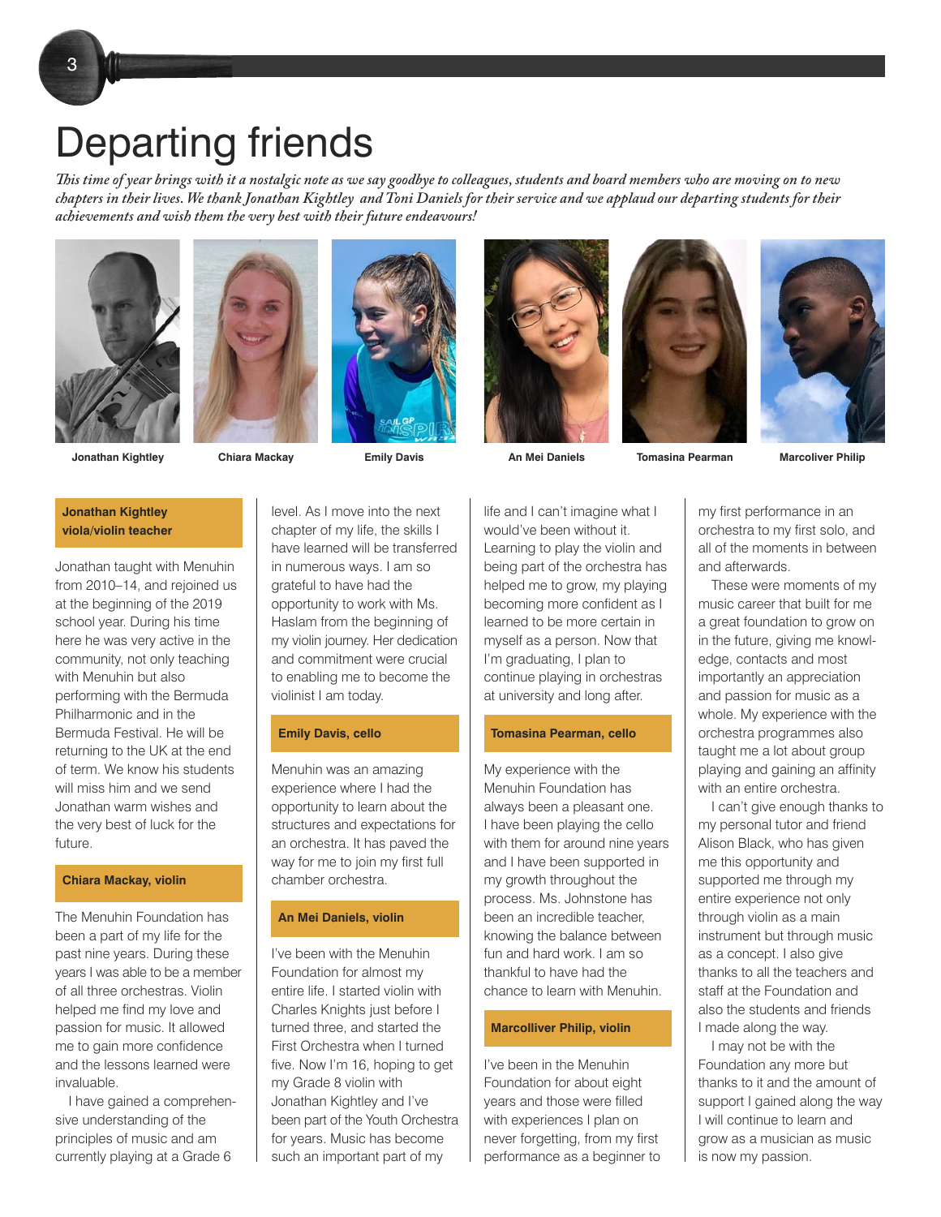# Departing friends

*This time of year brings with it a nostalgic note as we say goodbye to colleagues, students and board members who are moving on to new chapters in their lives. We thank Jonathan Kightley and Toni Daniels for their service and we applaud our departing students for their achievements and wish them the very best with their future endeavours!*

**Jonathan Kightley** | **Chiara Mackay** | **Emily Davis** | **An Mei Daniels** | **Tomasina Pearman** | **Marcoliver Philip**

### Jonathan Kightley viola/violin teacher

Jonathan taught with Menuhin from 2010–14, and rejoined us at the beginning of the 2019 school year. During his time here he was very active in the community, not only teaching with Menuhin but also performing with the Bermuda Philharmonic and in the Bermuda Festival. He will be returning to the UK at the end of term. We know his students will miss him and we send Jonathan warm wishes and the very best of luck for the future.

### Chiara Mackay, violin

The Menuhin Foundation has been a part of my life for the past nine years. During these years I was able to be a member of all three orchestras. Violin helped me find my love and passion for music. It allowed me to gain more confidence and the lessons learned were invaluable.

I have gained a comprehensive understanding of the principles of music and am currently playing at a Grade 6 level. As I move into the next chapter of my life, the skills I have learned will be transferred in numerous ways. I am so grateful to have had the opportunity to work with Ms. Haslam from the beginning of my violin journey. Her dedication and commitment were crucial to enabling me to become the violinist I am today.

### Emily Davis, cello

Menuhin was an amazing experience where I had the opportunity to learn about the structures and expectations for an orchestra. It has paved the way for me to join my first full chamber orchestra.

### An Mei Daniels, violin

I've been with the Menuhin Foundation for almost my entire life. I started violin with Charles Knights just before I turned three, and started the First Orchestra when I turned five. Now I'm 16, hoping to get my Grade 8 violin with Jonathan Kightley and I've been part of the Youth Orchestra for years. Music has become such an important part of my life and I can't imagine what I would've been without it. Learning to play the violin and being part of the orchestra has helped me to grow, my playing becoming more confident as I learned to be more certain in myself as a person. Now that I'm graduating, I plan to continue playing in orchestras at university and long after.

### Tomasina Pearman, cello

My experience with the Menuhin Foundation has always been a pleasant one. I have been playing the cello with them for around nine years and I have been supported in my growth throughout the process. Ms. Johnstone has been an incredible teacher, knowing the balance between fun and hard work. I am so thankful to have had the chance to learn with Menuhin.

### Marcolliver Philip, violin

I've been in the Menuhin Foundation for about eight years and those were filled with experiences I plan on never forgetting, from my first performance as a beginner to my first performance in an orchestra to my first solo, and all of the moments in between and afterwards.

These were moments of my music career that built for me a great foundation to grow on in the future, giving me knowledge, contacts and most importantly an appreciation and passion for music as a whole. My experience with the orchestra programmes also taught me a lot about group playing and gaining an affinity with an entire orchestra.

I can't give enough thanks to my personal tutor and friend Alison Black, who has given me this opportunity and supported me through my entire experience not only through violin as a main instrument but through music as a concept. I also give thanks to all the teachers and staff at the Foundation and also the students and friends I made along the way.

I may not be with the Foundation any more but thanks to it and the amount of support I gained along the way I will continue to learn and grow as a musician as music is now my passion.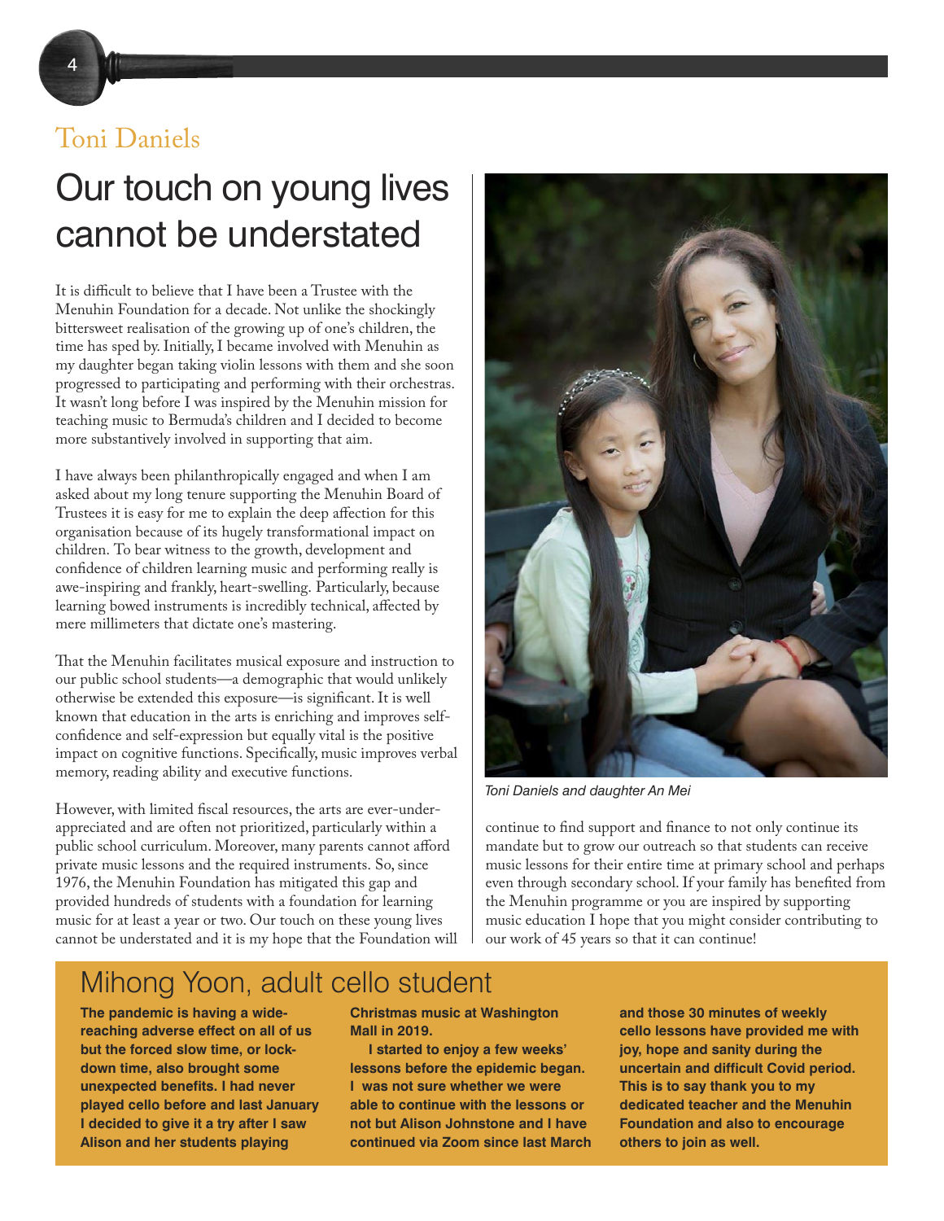Toni Daniels

# Our touch on young lives cannot be understated

It is difficult to believe that I have been a Trustee with the Menuhin Foundation for a decade. Not unlike the shockingly bittersweet realisation of the growing up of one's children, the time has sped by. Initially, I became involved with Menuhin as my daughter began taking violin lessons with them and she soon progressed to participating and performing with their orchestras. It wasn't long before I was inspired by the Menuhin mission for teaching music to Bermuda's children and I decided to become more substantively involved in supporting that aim.

I have always been philanthropically engaged and when I am asked about my long tenure supporting the Menuhin Board of Trustees it is easy for me to explain the deep affection for this organisation because of its hugely transformational impact on children. To bear witness to the growth, development and confidence of children learning music and performing really is awe-inspiring and frankly, heart-swelling. Particularly, because learning bowed instruments is incredibly technical, affected by mere millimeters that dictate one's mastering.

That the Menuhin facilitates musical exposure and instruction to our public school students—a demographic that would unlikely otherwise be extended this exposure—is significant. It is well known that education in the arts is enriching and improves self-confidence and self-expression but equally vital is the positive impact on cognitive functions. Specifically, music improves verbal memory, reading ability and executive functions.

However, with limited fiscal resources, the arts are ever-under-appreciated and are often not prioritized, particularly within a public school curriculum. Moreover, many parents cannot afford private music lessons and the required instruments. So, since 1976, the Menuhin Foundation has mitigated this gap and provided hundreds of students with a foundation for learning music for at least a year or two. Our touch on these young lives cannot be understated and it is my hope that the Foundation will continue to find support and finance to not only continue its mandate but to grow our outreach so that students can receive music lessons for their entire time at primary school and perhaps even through secondary school. If your family has benefited from the Menuhin programme or you are inspired by supporting music education I hope that you might consider contributing to our work of 45 years so that it can continue!

*Toni Daniels and daughter An Mei*

## Mihong Yoon, adult cello student

**The pandemic is having a wide-reaching adverse effect on all of us but the forced slow time, or lock-down time, also brought some unexpected benefits. I had never played cello before and last January I decided to give it a try after I saw Alison and her students playing Christmas music at Washington Mall in 2019.**

**I started to enjoy a few weeks' lessons before the epidemic began. I was not sure whether we were able to continue with the lessons or not but Alison Johnstone and I have continued via Zoom since last March and those 30 minutes of weekly cello lessons have provided me with joy, hope and sanity during the uncertain and difficult Covid period. This is to say thank you to my dedicated teacher and the Menuhin Foundation and also to encourage others to join as well.**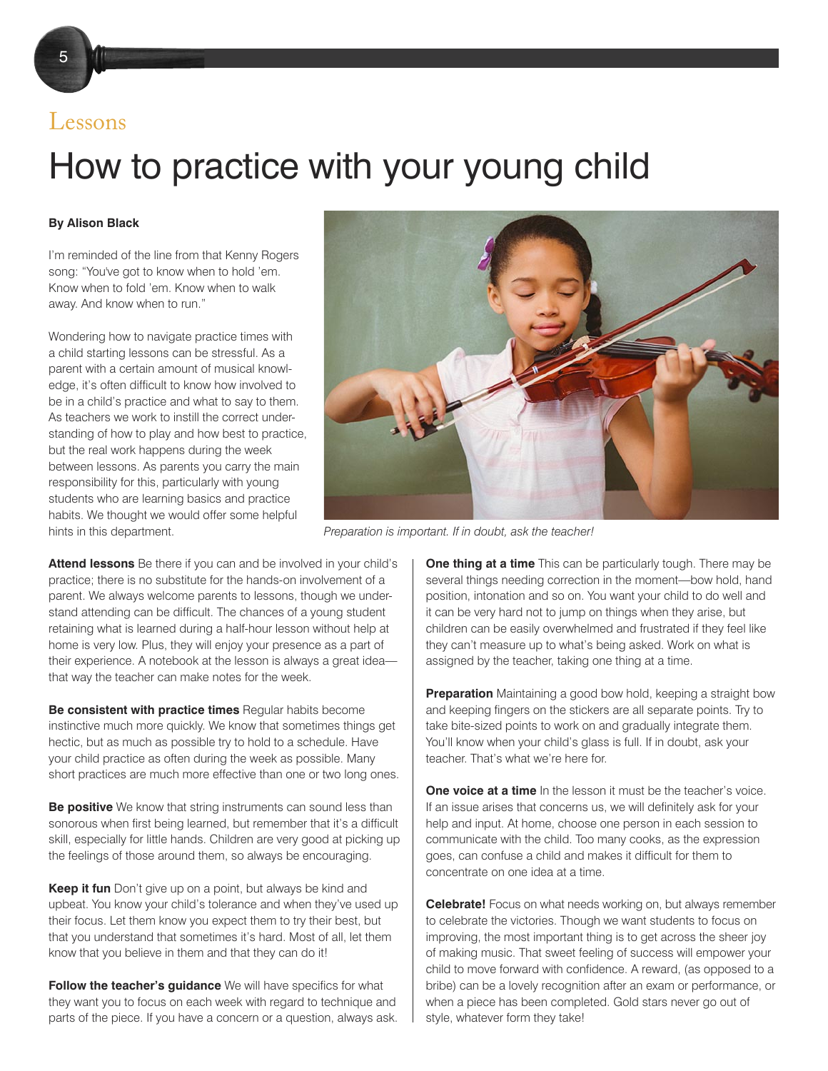Lessons

# How to practice with your young child

**By Alison Black**

I'm reminded of the line from that Kenny Rogers song: "You've got to know when to hold 'em. Know when to fold 'em. Know when to walk away. And know when to run."

Wondering how to navigate practice times with a child starting lessons can be stressful. As a parent with a certain amount of musical knowledge, it's often difficult to know how involved to be in a child's practice and what to say to them. As teachers we work to instill the correct understanding of how to play and how best to practice, but the real work happens during the week between lessons. As parents you carry the main responsibility for this, particularly with young students who are learning basics and practice habits. We thought we would offer some helpful hints in this department.

*Preparation is important. If in doubt, ask the teacher!*

**Attend lessons** Be there if you can and be involved in your child's practice; there is no substitute for the hands-on involvement of a parent. We always welcome parents to lessons, though we understand attending can be difficult. The chances of a young student retaining what is learned during a half-hour lesson without help at home is very low. Plus, they will enjoy your presence as a part of their experience. A notebook at the lesson is always a great idea—that way the teacher can make notes for the week.

**Be consistent with practice times** Regular habits become instinctive much more quickly. We know that sometimes things get hectic, but as much as possible try to hold to a schedule. Have your child practice as often during the week as possible. Many short practices are much more effective than one or two long ones.

**Be positive** We know that string instruments can sound less than sonorous when first being learned, but remember that it's a difficult skill, especially for little hands. Children are very good at picking up the feelings of those around them, so always be encouraging.

**Keep it fun** Don't give up on a point, but always be kind and upbeat. You know your child's tolerance and when they've used up their focus. Let them know you expect them to try their best, but that you understand that sometimes it's hard. Most of all, let them know that you believe in them and that they can do it!

**Follow the teacher's guidance** We will have specifics for what they want you to focus on each week with regard to technique and parts of the piece. If you have a concern or a question, always ask.

**One thing at a time** This can be particularly tough. There may be several things needing correction in the moment—bow hold, hand position, intonation and so on. You want your child to do well and it can be very hard not to jump on things when they arise, but children can be easily overwhelmed and frustrated if they feel like they can't measure up to what's being asked. Work on what is assigned by the teacher, taking one thing at a time.

**Preparation** Maintaining a good bow hold, keeping a straight bow and keeping fingers on the stickers are all separate points. Try to take bite-sized points to work on and gradually integrate them. You'll know when your child's glass is full. If in doubt, ask your teacher. That's what we're here for.

**One voice at a time** In the lesson it must be the teacher's voice. If an issue arises that concerns us, we will definitely ask for your help and input. At home, choose one person in each session to communicate with the child. Too many cooks, as the expression goes, can confuse a child and makes it difficult for them to concentrate on one idea at a time.

**Celebrate!** Focus on what needs working on, but always remember to celebrate the victories. Though we want students to focus on improving, the most important thing is to get across the sheer joy of making music. That sweet feeling of success will empower your child to move forward with confidence. A reward, (as opposed to a bribe) can be a lovely recognition after an exam or performance, or when a piece has been completed. Gold stars never go out of style, whatever form they take!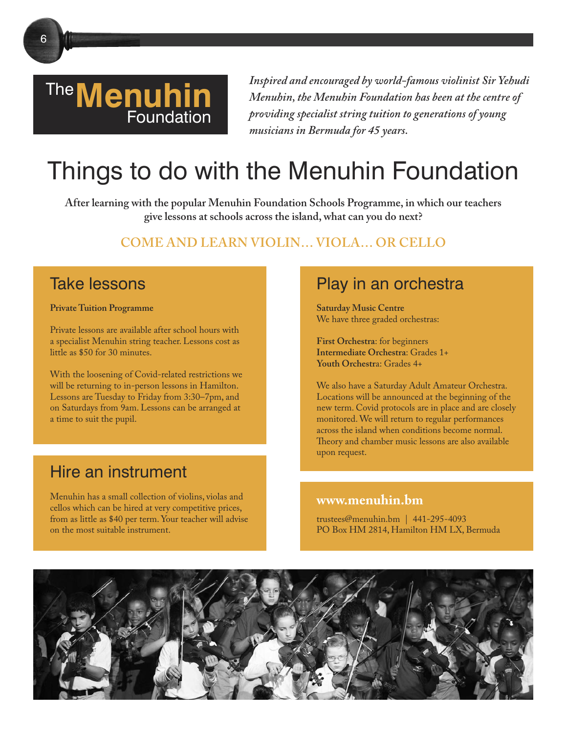**The Menuhin Foundation**

*Inspired and encouraged by world-famous violinist Sir Yehudi Menuhin, the Menuhin Foundation has been at the centre of providing specialist string tuition to generations of young musicians in Bermuda for 45 years.*

# Things to do with the Menuhin Foundation

**After learning with the popular Menuhin Foundation Schools Programme, in which our teachers give lessons at schools across the island, what can you do next?**

**COME AND LEARN VIOLIN… VIOLA… OR CELLO**

## Take lessons

**Private Tuition Programme**

Private lessons are available after school hours with a specialist Menuhin string teacher. Lessons cost as little as $50 for 30 minutes.

With the loosening of Covid-related restrictions we will be returning to in-person lessons in Hamilton. Lessons are Tuesday to Friday from 3:30–7pm, and on Saturdays from 9am. Lessons can be arranged at a time to suit the pupil.

## Hire an instrument

Menuhin has a small collection of violins, violas and cellos which can be hired at very competitive prices, from as little as $40 per term. Your teacher will advise on the most suitable instrument.

## Play in an orchestra

**Saturday Music Centre**
We have three graded orchestras:

**First Orchestra**: for beginners
**Intermediate Orchestra**: Grades 1+
**Youth Orchestra**: Grades 4+

We also have a Saturday Adult Amateur Orchestra. Locations will be announced at the beginning of the new term. Covid protocols are in place and are closely monitored. We will return to regular performances across the island when conditions become normal. Theory and chamber music lessons are also available upon request.

**www.menuhin.bm**

trustees@menuhin.bm | 441-295-4093
PO Box HM 2814, Hamilton HM LX, Bermuda